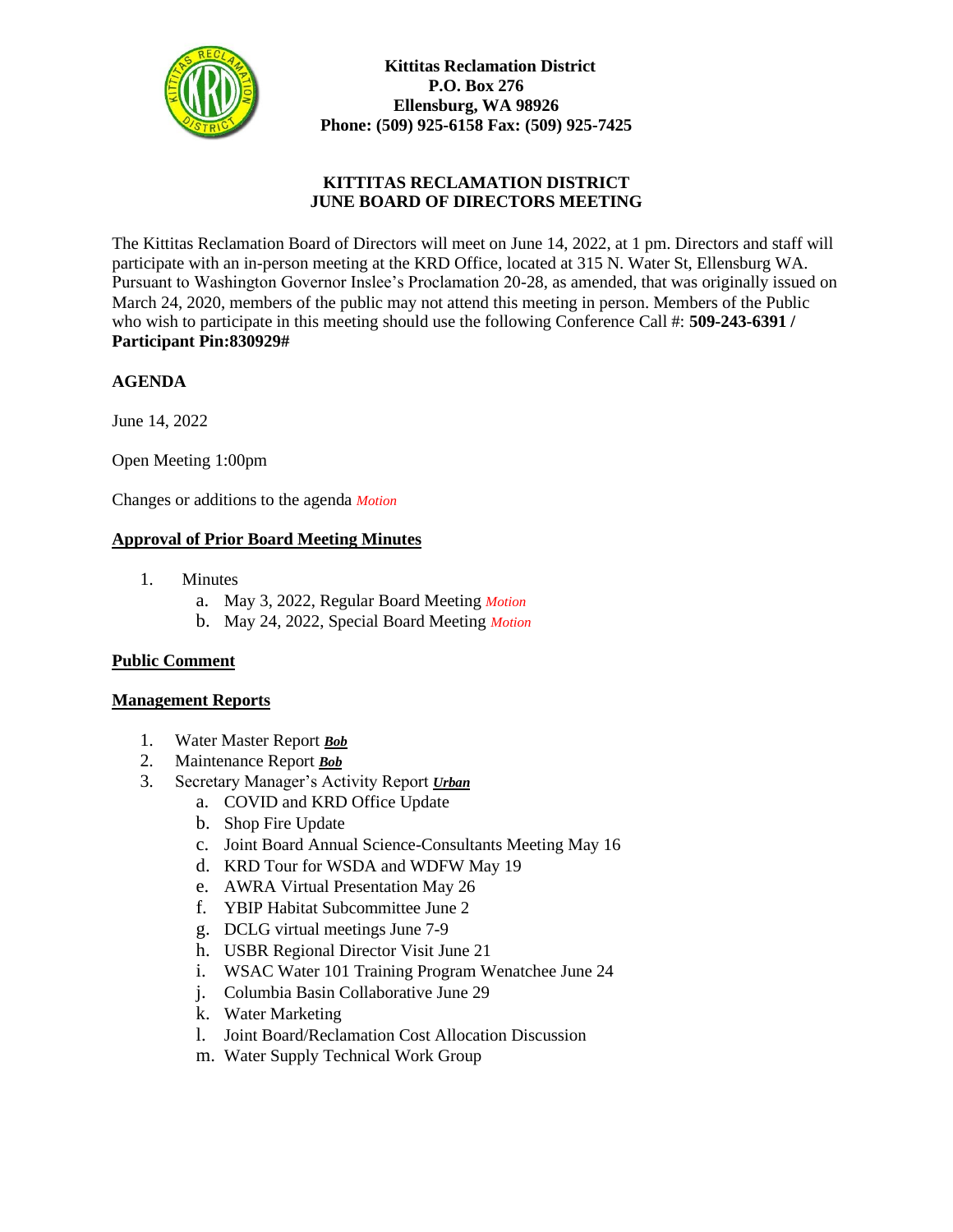**Kittitas Reclamation District**
**P.O. Box 276**
**Ellensburg, WA 98926**
**Phone: (509) 925-6158 Fax: (509) 925-7425**

## KITTITAS RECLAMATION DISTRICT
## JUNE BOARD OF DIRECTORS MEETING

The Kittitas Reclamation Board of Directors will meet on June 14, 2022, at 1 pm. Directors and staff will participate with an in-person meeting at the KRD Office, located at 315 N. Water St, Ellensburg WA. Pursuant to Washington Governor Inslee's Proclamation 20-28, as amended, that was originally issued on March 24, 2020, members of the public may not attend this meeting in person. Members of the Public who wish to participate in this meeting should use the following Conference Call #: **509-243-6391 / Participant Pin:830929#**

**AGENDA**

June 14, 2022

Open Meeting 1:00pm

Changes or additions to the agenda *Motion*

**Approval of Prior Board Meeting Minutes**

1. Minutes
   a. May 3, 2022, Regular Board Meeting *Motion*
   b. May 24, 2022, Special Board Meeting *Motion*

**Public Comment**

**Management Reports**

1. Water Master Report ***Bob***
2. Maintenance Report ***Bob***
3. Secretary Manager's Activity Report ***Urban***
   a. COVID and KRD Office Update
   b. Shop Fire Update
   c. Joint Board Annual Science-Consultants Meeting May 16
   d. KRD Tour for WSDA and WDFW May 19
   e. AWRA Virtual Presentation May 26
   f. YBIP Habitat Subcommittee June 2
   g. DCLG virtual meetings June 7-9
   h. USBR Regional Director Visit June 21
   i. WSAC Water 101 Training Program Wenatchee June 24
   j. Columbia Basin Collaborative June 29
   k. Water Marketing
   l. Joint Board/Reclamation Cost Allocation Discussion
   m. Water Supply Technical Work Group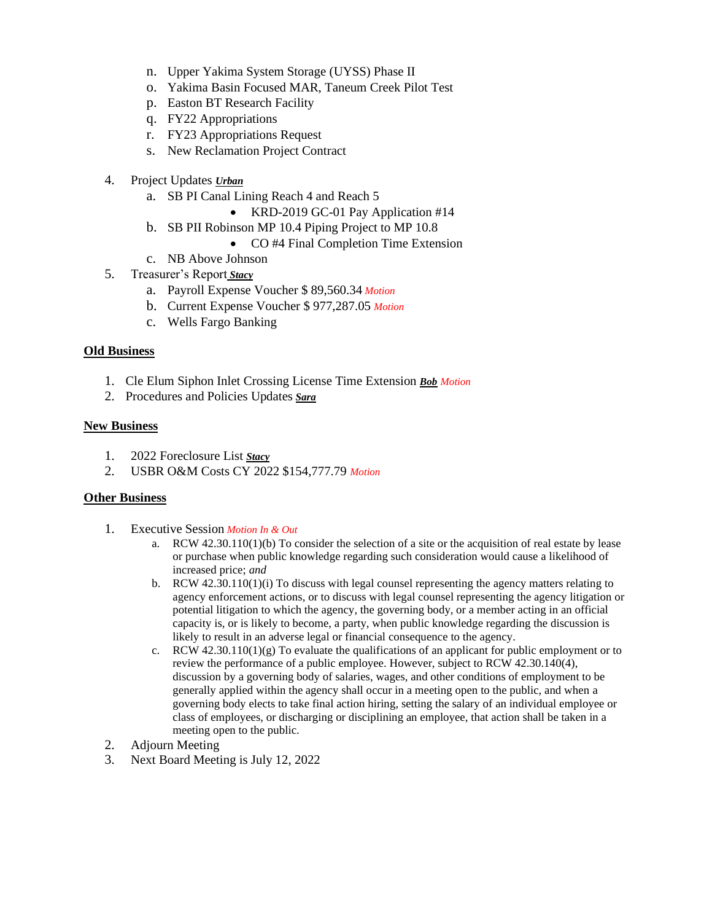n. Upper Yakima System Storage (UYSS) Phase II
o. Yakima Basin Focused MAR, Taneum Creek Pilot Test
p. Easton BT Research Facility
q. FY22 Appropriations
r. FY23 Appropriations Request
s. New Reclamation Project Contract

4. Project Updates ***Urban***
   a. SB PI Canal Lining Reach 4 and Reach 5
      - KRD-2019 GC-01 Pay Application #14
   b. SB PII Robinson MP 10.4 Piping Project to MP 10.8
      - CO #4 Final Completion Time Extension
   c. NB Above Johnson
5. Treasurer's Report ***Stacy***
   a. Payroll Expense Voucher $ 89,560.34 *Motion*
   b. Current Expense Voucher $ 977,287.05 *Motion*
   c. Wells Fargo Banking

**Old Business**

1. Cle Elum Siphon Inlet Crossing License Time Extension ***Bob*** *Motion*
2. Procedures and Policies Updates ***Sara***

**New Business**

1. 2022 Foreclosure List ***Stacy***
2. USBR O&M Costs CY 2022 $154,777.79 *Motion*

**Other Business**

1. Executive Session *Motion In & Out*
   a. RCW 42.30.110(1)(b) To consider the selection of a site or the acquisition of real estate by lease or purchase when public knowledge regarding such consideration would cause a likelihood of increased price; *and*
   b. RCW 42.30.110(1)(i) To discuss with legal counsel representing the agency matters relating to agency enforcement actions, or to discuss with legal counsel representing the agency litigation or potential litigation to which the agency, the governing body, or a member acting in an official capacity is, or is likely to become, a party, when public knowledge regarding the discussion is likely to result in an adverse legal or financial consequence to the agency.
   c. RCW 42.30.110(1)(g) To evaluate the qualifications of an applicant for public employment or to review the performance of a public employee. However, subject to RCW 42.30.140(4), discussion by a governing body of salaries, wages, and other conditions of employment to be generally applied within the agency shall occur in a meeting open to the public, and when a governing body elects to take final action hiring, setting the salary of an individual employee or class of employees, or discharging or disciplining an employee, that action shall be taken in a meeting open to the public.
2. Adjourn Meeting
3. Next Board Meeting is July 12, 2022